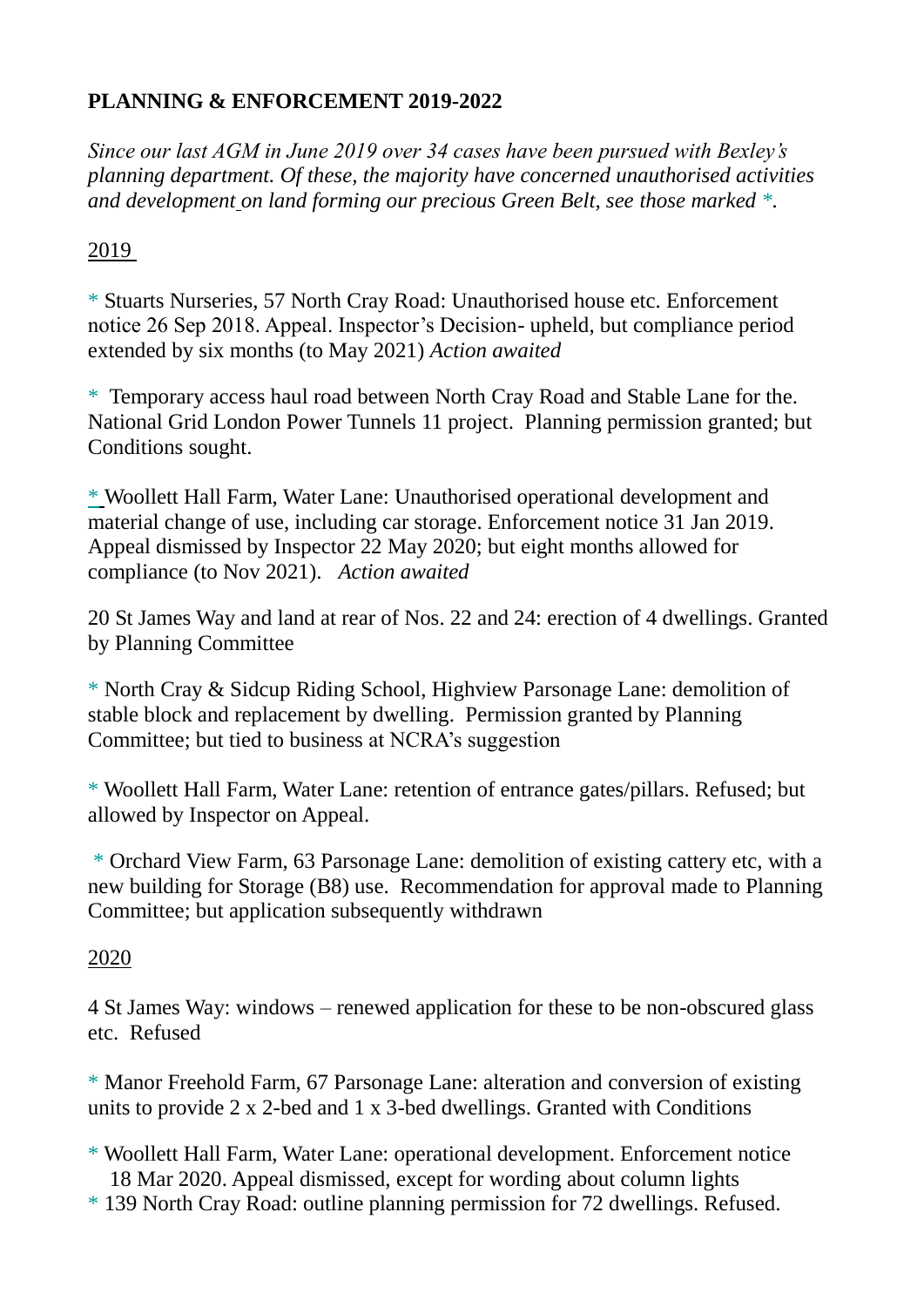**PLANNING & ENFORCEMENT 2019-2022**

*Since our last AGM in June 2019 over 34 cases have been pursued with Bexley's planning department. Of these, the majority have concerned unauthorised activities and development on land forming our precious Green Belt, see those marked *.*

2019

* Stuarts Nurseries, 57 North Cray Road: Unauthorised house etc. Enforcement notice 26 Sep 2018. Appeal. Inspector's Decision- upheld, but compliance period extended by six months (to May 2021) *Action awaited*

* Temporary access haul road between North Cray Road and Stable Lane for the. National Grid London Power Tunnels 11 project. Planning permission granted; but Conditions sought.

* Woollett Hall Farm, Water Lane: Unauthorised operational development and material change of use, including car storage. Enforcement notice 31 Jan 2019. Appeal dismissed by Inspector 22 May 2020; but eight months allowed for compliance (to Nov 2021). *Action awaited*

20 St James Way and land at rear of Nos. 22 and 24: erection of 4 dwellings. Granted by Planning Committee

* North Cray & Sidcup Riding School, Highview Parsonage Lane: demolition of stable block and replacement by dwelling. Permission granted by Planning Committee; but tied to business at NCRA's suggestion

* Woollett Hall Farm, Water Lane: retention of entrance gates/pillars. Refused; but allowed by Inspector on Appeal.

* Orchard View Farm, 63 Parsonage Lane: demolition of existing cattery etc, with a new building for Storage (B8) use. Recommendation for approval made to Planning Committee; but application subsequently withdrawn

2020

4 St James Way: windows – renewed application for these to be non-obscured glass etc. Refused

* Manor Freehold Farm, 67 Parsonage Lane: alteration and conversion of existing units to provide 2 x 2-bed and 1 x 3-bed dwellings. Granted with Conditions

* Woollett Hall Farm, Water Lane: operational development. Enforcement notice 18 Mar 2020. Appeal dismissed, except for wording about column lights

* 139 North Cray Road: outline planning permission for 72 dwellings. Refused.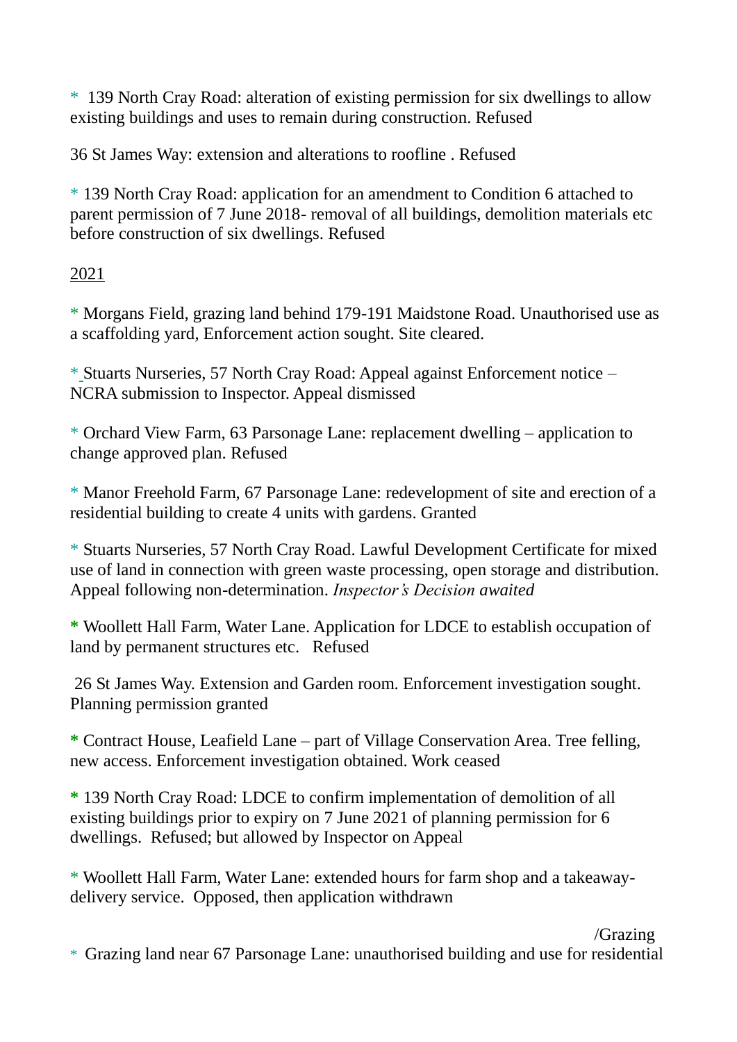* 139 North Cray Road: alteration of existing permission for six dwellings to allow existing buildings and uses to remain during construction. Refused

36 St James Way: extension and alterations to roofline . Refused

* 139 North Cray Road: application for an amendment to Condition 6 attached to parent permission of 7 June 2018- removal of all buildings, demolition materials etc before construction of six dwellings. Refused

2021

* Morgans Field, grazing land behind 179-191 Maidstone Road. Unauthorised use as a scaffolding yard, Enforcement action sought. Site cleared.

* Stuarts Nurseries, 57 North Cray Road: Appeal against Enforcement notice – NCRA submission to Inspector. Appeal dismissed

* Orchard View Farm, 63 Parsonage Lane: replacement dwelling – application to change approved plan. Refused

* Manor Freehold Farm, 67 Parsonage Lane: redevelopment of site and erection of a residential building to create 4 units with gardens. Granted

* Stuarts Nurseries, 57 North Cray Road. Lawful Development Certificate for mixed use of land in connection with green waste processing, open storage and distribution. Appeal following non-determination. *Inspector's Decision awaited*

**\*** Woollett Hall Farm, Water Lane. Application for LDCE to establish occupation of land by permanent structures etc. Refused

26 St James Way. Extension and Garden room. Enforcement investigation sought. Planning permission granted

**\*** Contract House, Leafield Lane – part of Village Conservation Area. Tree felling, new access. Enforcement investigation obtained. Work ceased

**\*** 139 North Cray Road: LDCE to confirm implementation of demolition of all existing buildings prior to expiry on 7 June 2021 of planning permission for 6 dwellings. Refused; but allowed by Inspector on Appeal

* Woollett Hall Farm, Water Lane: extended hours for farm shop and a takeaway-delivery service. Opposed, then application withdrawn

/Grazing

* Grazing land near 67 Parsonage Lane: unauthorised building and use for residential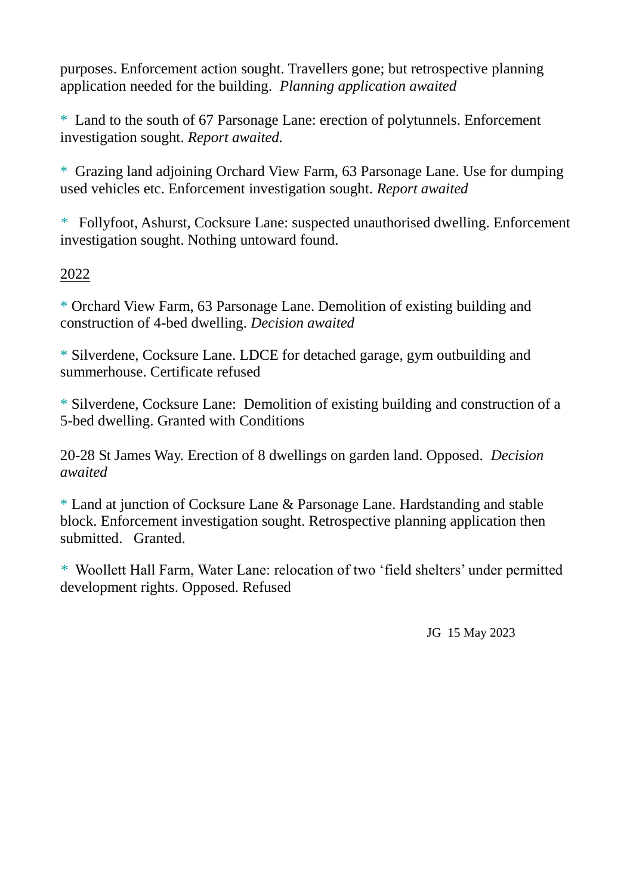purposes. Enforcement action sought. Travellers gone; but retrospective planning application needed for the building. *Planning application awaited*

* Land to the south of 67 Parsonage Lane: erection of polytunnels. Enforcement investigation sought. *Report awaited.*

* Grazing land adjoining Orchard View Farm, 63 Parsonage Lane. Use for dumping used vehicles etc. Enforcement investigation sought. *Report awaited*

* Follyfoot, Ashurst, Cocksure Lane: suspected unauthorised dwelling. Enforcement investigation sought. Nothing untoward found.

<u>2022</u>

* Orchard View Farm, 63 Parsonage Lane. Demolition of existing building and construction of 4-bed dwelling. *Decision awaited*

* Silverdene, Cocksure Lane. LDCE for detached garage, gym outbuilding and summerhouse. Certificate refused

* Silverdene, Cocksure Lane: Demolition of existing building and construction of a 5-bed dwelling. Granted with Conditions

20-28 St James Way. Erection of 8 dwellings on garden land. Opposed. *Decision awaited*

* Land at junction of Cocksure Lane & Parsonage Lane. Hardstanding and stable block. Enforcement investigation sought. Retrospective planning application then submitted. Granted.

* Woollett Hall Farm, Water Lane: relocation of two 'field shelters' under permitted development rights. Opposed. Refused

JG 15 May 2023